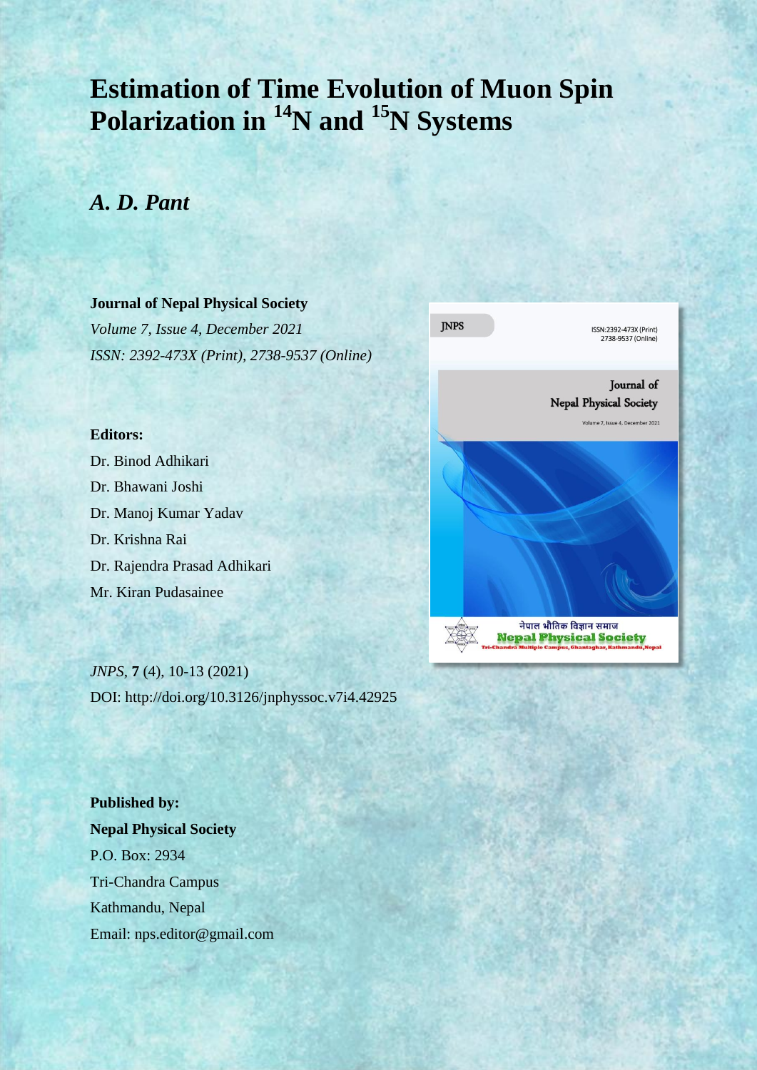# Estimation of Time Evolution of Muon Spin Polarization in $^{14}$N and $^{15}$N Systems

## *A. D. Pant*

**Journal of Nepal Physical Society**

*Volume 7, Issue 4, December 2021*

*ISSN: 2392-473X (Print), 2738-9537 (Online)*

**Editors:**

Dr. Binod Adhikari

Dr. Bhawani Joshi

Dr. Manoj Kumar Yadav

Dr. Krishna Rai

Dr. Rajendra Prasad Adhikari

Mr. Kiran Pudasainee

*JNPS*, **7** (4), 10-13 (2021)

DOI: http://doi.org/10.3126/jnphyssoc.v7i4.42925

**Published by:**

**Nepal Physical Society**

P.O. Box: 2934

Tri-Chandra Campus

Kathmandu, Nepal

Email: nps.editor@gmail.com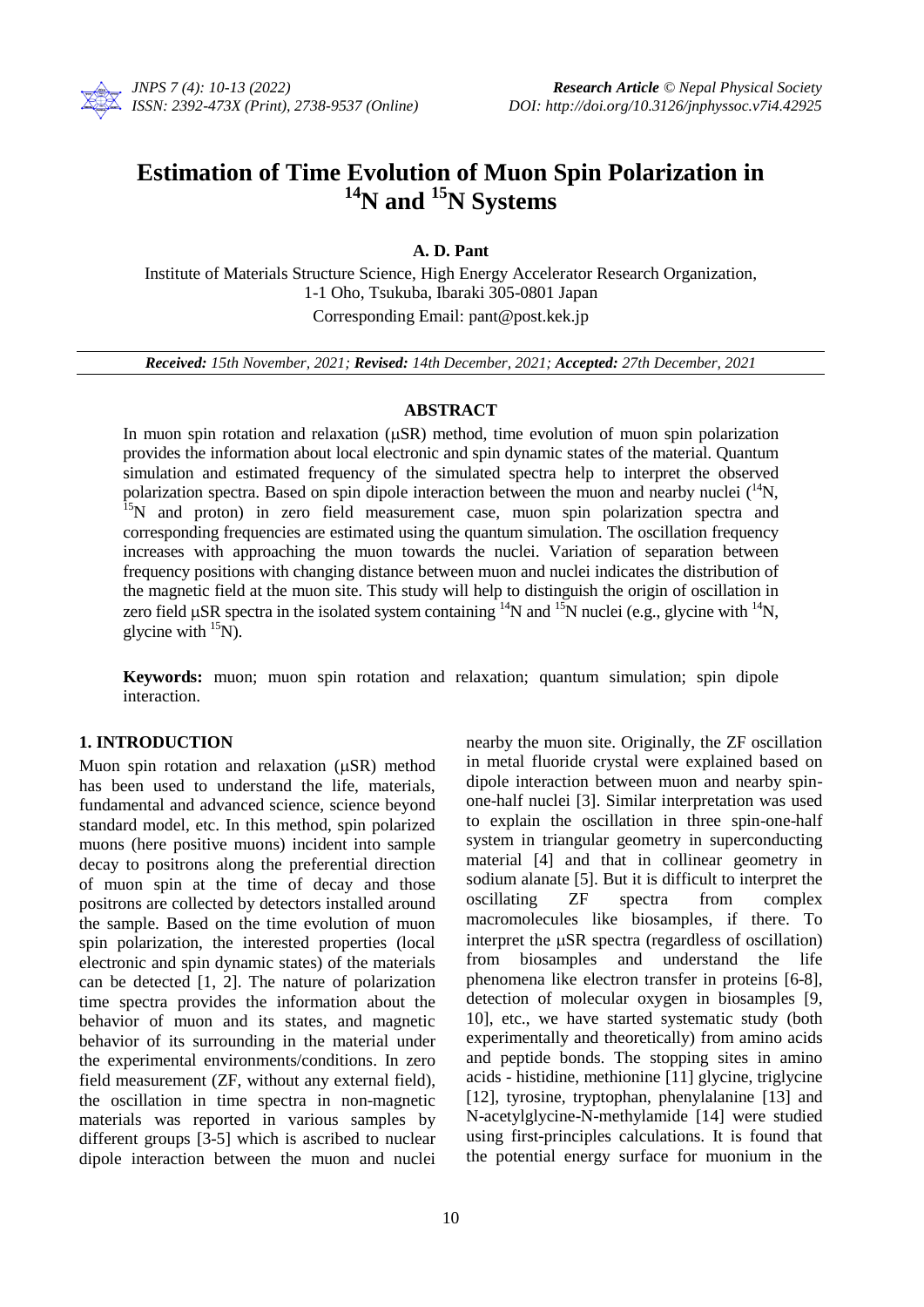# Estimation of Time Evolution of Muon Spin Polarization in $^{14}N$ and $^{15}N$ Systems

**A. D. Pant**

Institute of Materials Structure Science, High Energy Accelerator Research Organization, 1-1 Oho, Tsukuba, Ibaraki 305-0801 Japan

Corresponding Email: pant@post.kek.jp

***Received:*** *15th November, 2021;* ***Revised:*** *14th December, 2021;* ***Accepted:*** *27th December, 2021*

## ABSTRACT

In muon spin rotation and relaxation (μSR) method, time evolution of muon spin polarization provides the information about local electronic and spin dynamic states of the material. Quantum simulation and estimated frequency of the simulated spectra help to interpret the observed polarization spectra. Based on spin dipole interaction between the muon and nearby nuclei ($^{14}N$, $^{15}N$ and proton) in zero field measurement case, muon spin polarization spectra and corresponding frequencies are estimated using the quantum simulation. The oscillation frequency increases with approaching the muon towards the nuclei. Variation of separation between frequency positions with changing distance between muon and nuclei indicates the distribution of the magnetic field at the muon site. This study will help to distinguish the origin of oscillation in zero field μSR spectra in the isolated system containing $^{14}N$ and $^{15}N$ nuclei (e.g., glycine with $^{14}N$, glycine with $^{15}N$).

**Keywords:** muon; muon spin rotation and relaxation; quantum simulation; spin dipole interaction.

## 1. INTRODUCTION

Muon spin rotation and relaxation (μSR) method has been used to understand the life, materials, fundamental and advanced science, science beyond standard model, etc. In this method, spin polarized muons (here positive muons) incident into sample decay to positrons along the preferential direction of muon spin at the time of decay and those positrons are collected by detectors installed around the sample. Based on the time evolution of muon spin polarization, the interested properties (local electronic and spin dynamic states) of the materials can be detected [1, 2]. The nature of polarization time spectra provides the information about the behavior of muon and its states, and magnetic behavior of its surrounding in the material under the experimental environments/conditions. In zero field measurement (ZF, without any external field), the oscillation in time spectra in non-magnetic materials was reported in various samples by different groups [3-5] which is ascribed to nuclear dipole interaction between the muon and nuclei nearby the muon site. Originally, the ZF oscillation in metal fluoride crystal were explained based on dipole interaction between muon and nearby spin-one-half nuclei [3]. Similar interpretation was used to explain the oscillation in three spin-one-half system in triangular geometry in superconducting material [4] and that in collinear geometry in sodium alanate [5]. But it is difficult to interpret the oscillating ZF spectra from complex macromolecules like biosamples, if there. To interpret the μSR spectra (regardless of oscillation) from biosamples and understand the life phenomena like electron transfer in proteins [6-8], detection of molecular oxygen in biosamples [9, 10], etc., we have started systematic study (both experimentally and theoretically) from amino acids and peptide bonds. The stopping sites in amino acids - histidine, methionine [11] glycine, triglycine [12], tyrosine, tryptophan, phenylalanine [13] and N-acetylglycine-N-methylamide [14] were studied using first-principles calculations. It is found that the potential energy surface for muonium in the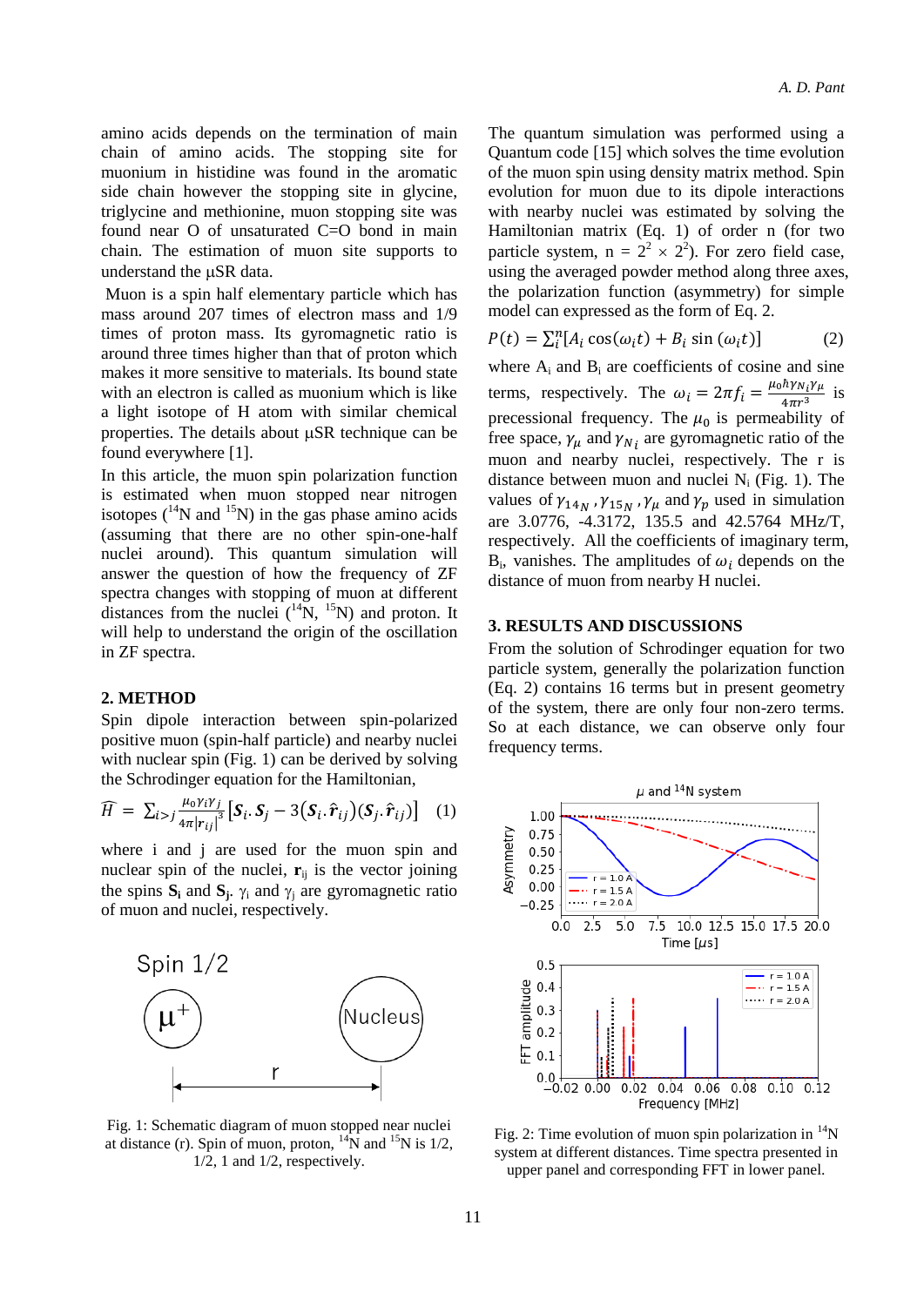amino acids depends on the termination of main chain of amino acids. The stopping site for muonium in histidine was found in the aromatic side chain however the stopping site in glycine, triglycine and methionine, muon stopping site was found near O of unsaturated C=O bond in main chain. The estimation of muon site supports to understand the μSR data.

Muon is a spin half elementary particle which has mass around 207 times of electron mass and 1/9 times of proton mass. Its gyromagnetic ratio is around three times higher than that of proton which makes it more sensitive to materials. Its bound state with an electron is called as muonium which is like a light isotope of H atom with similar chemical properties. The details about μSR technique can be found everywhere [1].

In this article, the muon spin polarization function is estimated when muon stopped near nitrogen isotopes ($^{14}$N and $^{15}$N) in the gas phase amino acids (assuming that there are no other spin-one-half nuclei around). This quantum simulation will answer the question of how the frequency of ZF spectra changes with stopping of muon at different distances from the nuclei ($^{14}$N, $^{15}$N) and proton. It will help to understand the origin of the oscillation in ZF spectra.

## 2. METHOD

Spin dipole interaction between spin-polarized positive muon (spin-half particle) and nearby nuclei with nuclear spin (Fig. 1) can be derived by solving the Schrodinger equation for the Hamiltonian,

$$\widehat{H} = \sum_{i>j} \frac{\mu_0 \gamma_i \gamma_j}{4\pi |\boldsymbol{r}_{ij}|^3} \left[ \boldsymbol{S}_i . \boldsymbol{S}_j - 3(\boldsymbol{S}_i . \hat{\boldsymbol{r}}_{ij})(\boldsymbol{S}_j . \hat{\boldsymbol{r}}_{ij}) \right] \quad (1)$$

where i and j are used for the muon spin and nuclear spin of the nuclei, $\mathbf{r}_{ij}$ is the vector joining the spins $\mathbf{S}_i$ and $\mathbf{S}_j$. $\gamma_i$ and $\gamma_j$ are gyromagnetic ratio of muon and nuclei, respectively.

Fig. 1: Schematic diagram of muon stopped near nuclei at distance (r). Spin of muon, proton, $^{14}$N and $^{15}$N is 1/2, 1/2, 1 and 1/2, respectively.

The quantum simulation was performed using a Quantum code [15] which solves the time evolution of the muon spin using density matrix method. Spin evolution for muon due to its dipole interactions with nearby nuclei was estimated by solving the Hamiltonian matrix (Eq. 1) of order n (for two particle system, n = $2^2 \times 2^2$). For zero field case, using the averaged powder method along three axes, the polarization function (asymmetry) for simple model can expressed as the form of Eq. 2.

$$P(t) = \sum_i^n [A_i \cos(\omega_i t) + B_i \sin(\omega_i t)] \quad (2)$$

where $A_i$ and $B_i$ are coefficients of cosine and sine terms, respectively. The $\omega_i = 2\pi f_i = \frac{\mu_0 \hbar \gamma_{N_i} \gamma_\mu}{4\pi r^3}$ is precessional frequency. The $\mu_0$ is permeability of free space, $\gamma_\mu$ and $\gamma_{N_i}$ are gyromagnetic ratio of the muon and nearby nuclei, respectively. The r is distance between muon and nuclei $N_i$ (Fig. 1). The values of $\gamma_{14_N}$, $\gamma_{15_N}$, $\gamma_\mu$ and $\gamma_p$ used in simulation are 3.0776, -4.3172, 135.5 and 42.5764 MHz/T, respectively. All the coefficients of imaginary term, $B_i$, vanishes. The amplitudes of $\omega_i$ depends on the distance of muon from nearby H nuclei.

## 3. RESULTS AND DISCUSSIONS

From the solution of Schrodinger equation for two particle system, generally the polarization function (Eq. 2) contains 16 terms but in present geometry of the system, there are only four non-zero terms. So at each distance, we can observe only four frequency terms.

Fig. 2: Time evolution of muon spin polarization in $^{14}$N system at different distances. Time spectra presented in upper panel and corresponding FFT in lower panel.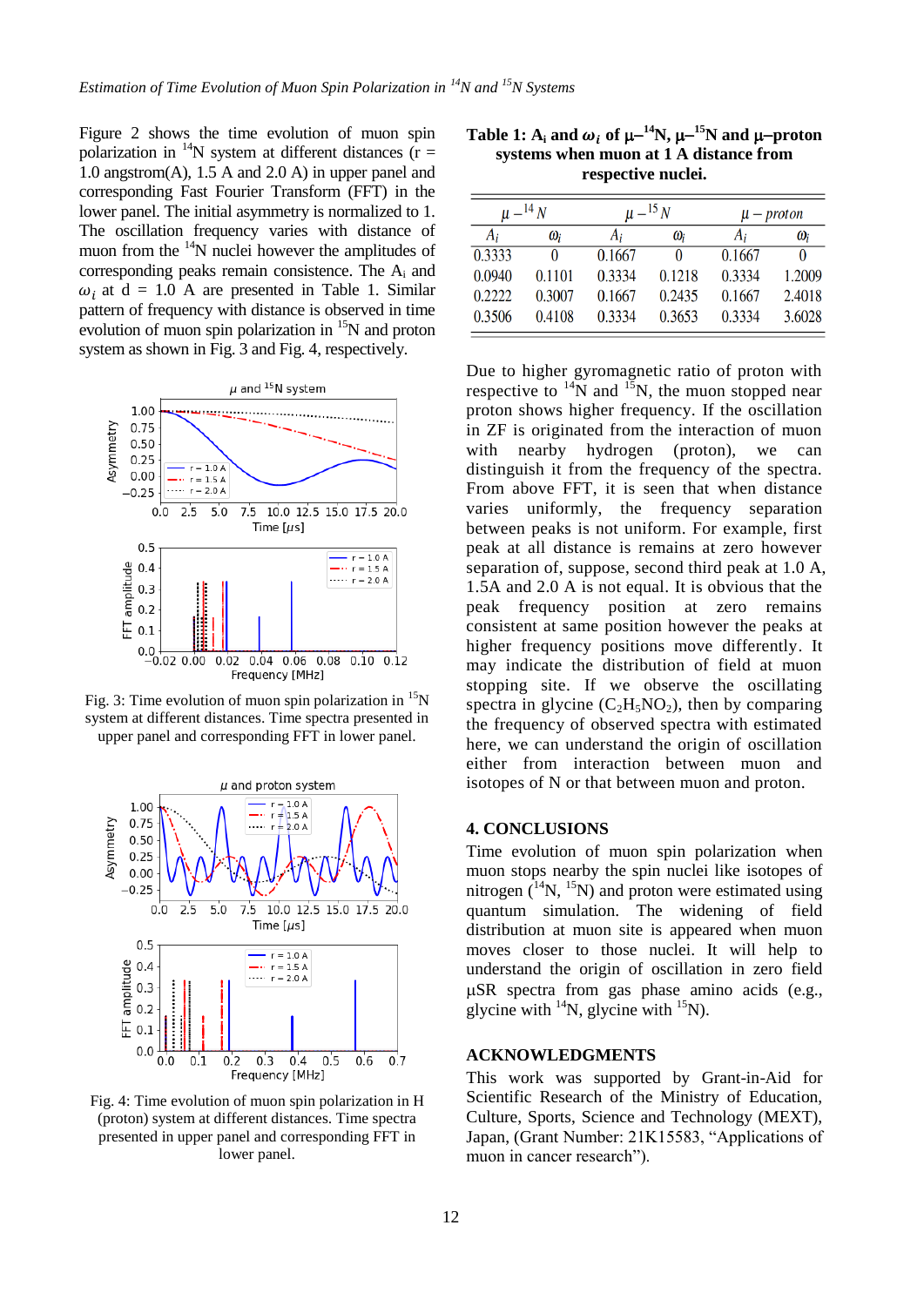Figure 2 shows the time evolution of muon spin polarization in $^{14}N$ system at different distances (r = 1.0 angstrom(A), 1.5 A and 2.0 A) in upper panel and corresponding Fast Fourier Transform (FFT) in the lower panel. The initial asymmetry is normalized to 1. The oscillation frequency varies with distance of muon from the $^{14}N$ nuclei however the amplitudes of corresponding peaks remain consistence. The $A_i$ and $\omega_i$ at d = 1.0 A are presented in Table 1. Similar pattern of frequency with distance is observed in time evolution of muon spin polarization in $^{15}N$ and proton system as shown in Fig. 3 and Fig. 4, respectively.

Fig. 3: Time evolution of muon spin polarization in $^{15}N$ system at different distances. Time spectra presented in upper panel and corresponding FFT in lower panel.

Fig. 4: Time evolution of muon spin polarization in H (proton) system at different distances. Time spectra presented in upper panel and corresponding FFT in lower panel.

**Table 1: $A_i$ and $\omega_i$ of μ–$^{14}N$, μ–$^{15}N$ and μ–proton systems when muon at 1 A distance from respective nuclei.**

| $\mu-^{14}N$ | | $\mu-^{15}N$ | | $\mu-proton$ | |
|---|---|---|---|---|---|
| $A_i$ | $\omega_i$ | $A_i$ | $\omega_i$ | $A_i$ | $\omega_i$ |
| 0.3333 | 0 | 0.1667 | 0 | 0.1667 | 0 |
| 0.0940 | 0.1101 | 0.3334 | 0.1218 | 0.3334 | 1.2009 |
| 0.2222 | 0.3007 | 0.1667 | 0.2435 | 0.1667 | 2.4018 |
| 0.3506 | 0.4108 | 0.3334 | 0.3653 | 0.3334 | 3.6028 |

Due to higher gyromagnetic ratio of proton with respective to $^{14}N$ and $^{15}N$, the muon stopped near proton shows higher frequency. If the oscillation in ZF is originated from the interaction of muon with nearby hydrogen (proton), we can distinguish it from the frequency of the spectra. From above FFT, it is seen that when distance varies uniformly, the frequency separation between peaks is not uniform. For example, first peak at all distance is remains at zero however separation of, suppose, second third peak at 1.0 A, 1.5A and 2.0 A is not equal. It is obvious that the peak frequency position at zero remains consistent at same position however the peaks at higher frequency positions move differently. It may indicate the distribution of field at muon stopping site. If we observe the oscillating spectra in glycine ($C_2H_5NO_2$), then by comparing the frequency of observed spectra with estimated here, we can understand the origin of oscillation either from interaction between muon and isotopes of N or that between muon and proton.

## 4. CONCLUSIONS

Time evolution of muon spin polarization when muon stops nearby the spin nuclei like isotopes of nitrogen ($^{14}N$, $^{15}N$) and proton were estimated using quantum simulation. The widening of field distribution at muon site is appeared when muon moves closer to those nuclei. It will help to understand the origin of oscillation in zero field μSR spectra from gas phase amino acids (e.g., glycine with $^{14}N$, glycine with $^{15}N$).

## ACKNOWLEDGMENTS

This work was supported by Grant-in-Aid for Scientific Research of the Ministry of Education, Culture, Sports, Science and Technology (MEXT), Japan, (Grant Number: 21K15583, "Applications of muon in cancer research").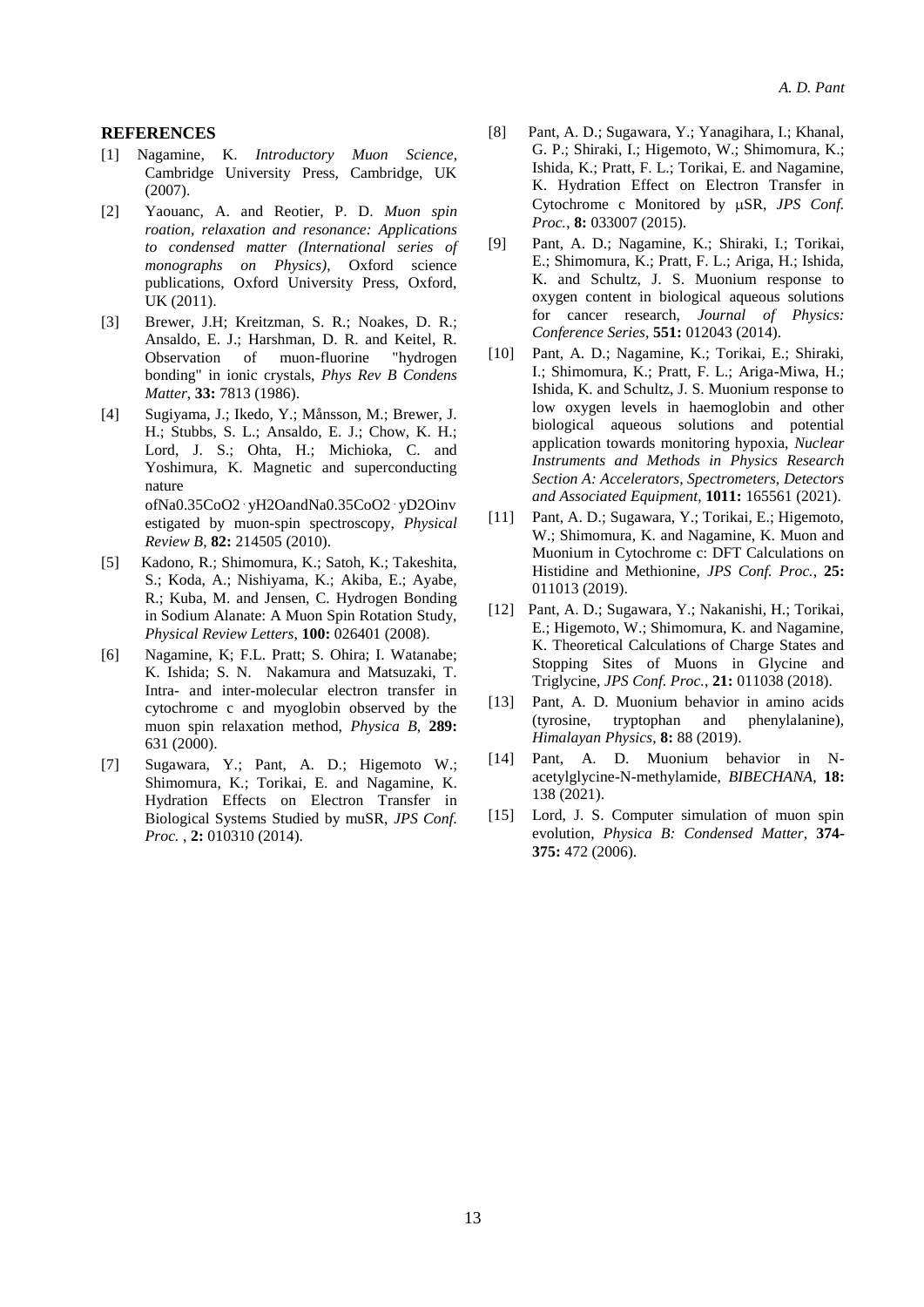## REFERENCES

[1] Nagamine, K. *Introductory Muon Science*, Cambridge University Press, Cambridge, UK (2007).

[2] Yaouanc, A. and Reotier, P. D. *Muon spin roation, relaxation and resonance: Applications to condensed matter (International series of monographs on Physics)*, Oxford science publications, Oxford University Press, Oxford, UK (2011).

[3] Brewer, J.H; Kreitzman, S. R.; Noakes, D. R.; Ansaldo, E. J.; Harshman, D. R. and Keitel, R. Observation of muon-fluorine "hydrogen bonding" in ionic crystals, *Phys Rev B Condens Matter*, **33:** 7813 (1986).

[4] Sugiyama, J.; Ikedo, Y.; Månsson, M.; Brewer, J. H.; Stubbs, S. L.; Ansaldo, E. J.; Chow, K. H.; Lord, J. S.; Ohta, H.; Michioka, C. and Yoshimura, K. Magnetic and superconducting nature ofNa0.35CoO2 · yH2OandNa0.35CoO2 · yD2Oinvestigated by muon-spin spectroscopy, *Physical Review B*, **82:** 214505 (2010).

[5] Kadono, R.; Shimomura, K.; Satoh, K.; Takeshita, S.; Koda, A.; Nishiyama, K.; Akiba, E.; Ayabe, R.; Kuba, M. and Jensen, C. Hydrogen Bonding in Sodium Alanate: A Muon Spin Rotation Study, *Physical Review Letters*, **100:** 026401 (2008).

[6] Nagamine, K; F.L. Pratt; S. Ohira; I. Watanabe; K. Ishida; S. N. Nakamura and Matsuzaki, T. Intra- and inter-molecular electron transfer in cytochrome c and myoglobin observed by the muon spin relaxation method, *Physica B*, **289:** 631 (2000).

[7] Sugawara, Y.; Pant, A. D.; Higemoto W.; Shimomura, K.; Torikai, E. and Nagamine, K. Hydration Effects on Electron Transfer in Biological Systems Studied by muSR, *JPS Conf. Proc.* , **2:** 010310 (2014).

[8] Pant, A. D.; Sugawara, Y.; Yanagihara, I.; Khanal, G. P.; Shiraki, I.; Higemoto, W.; Shimomura, K.; Ishida, K.; Pratt, F. L.; Torikai, E. and Nagamine, K. Hydration Effect on Electron Transfer in Cytochrome c Monitored by μSR, *JPS Conf. Proc.*, **8:** 033007 (2015).

[9] Pant, A. D.; Nagamine, K.; Shiraki, I.; Torikai, E.; Shimomura, K.; Pratt, F. L.; Ariga, H.; Ishida, K. and Schultz, J. S. Muonium response to oxygen content in biological aqueous solutions for cancer research, *Journal of Physics: Conference Series*, **551:** 012043 (2014).

[10] Pant, A. D.; Nagamine, K.; Torikai, E.; Shiraki, I.; Shimomura, K.; Pratt, F. L.; Ariga-Miwa, H.; Ishida, K. and Schultz, J. S. Muonium response to low oxygen levels in haemoglobin and other biological aqueous solutions and potential application towards monitoring hypoxia, *Nuclear Instruments and Methods in Physics Research Section A: Accelerators, Spectrometers, Detectors and Associated Equipment*, **1011:** 165561 (2021).

[11] Pant, A. D.; Sugawara, Y.; Torikai, E.; Higemoto, W.; Shimomura, K. and Nagamine, K. Muon and Muonium in Cytochrome c: DFT Calculations on Histidine and Methionine, *JPS Conf. Proc.*, **25:** 011013 (2019).

[12] Pant, A. D.; Sugawara, Y.; Nakanishi, H.; Torikai, E.; Higemoto, W.; Shimomura, K. and Nagamine, K. Theoretical Calculations of Charge States and Stopping Sites of Muons in Glycine and Triglycine, *JPS Conf. Proc.*, **21:** 011038 (2018).

[13] Pant, A. D. Muonium behavior in amino acids (tyrosine, tryptophan and phenylalanine), *Himalayan Physics*, **8:** 88 (2019).

[14] Pant, A. D. Muonium behavior in N-acetylglycine-N-methylamide, *BIBECHANA*, **18:** 138 (2021).

[15] Lord, J. S. Computer simulation of muon spin evolution, *Physica B: Condensed Matter*, **374-375:** 472 (2006).